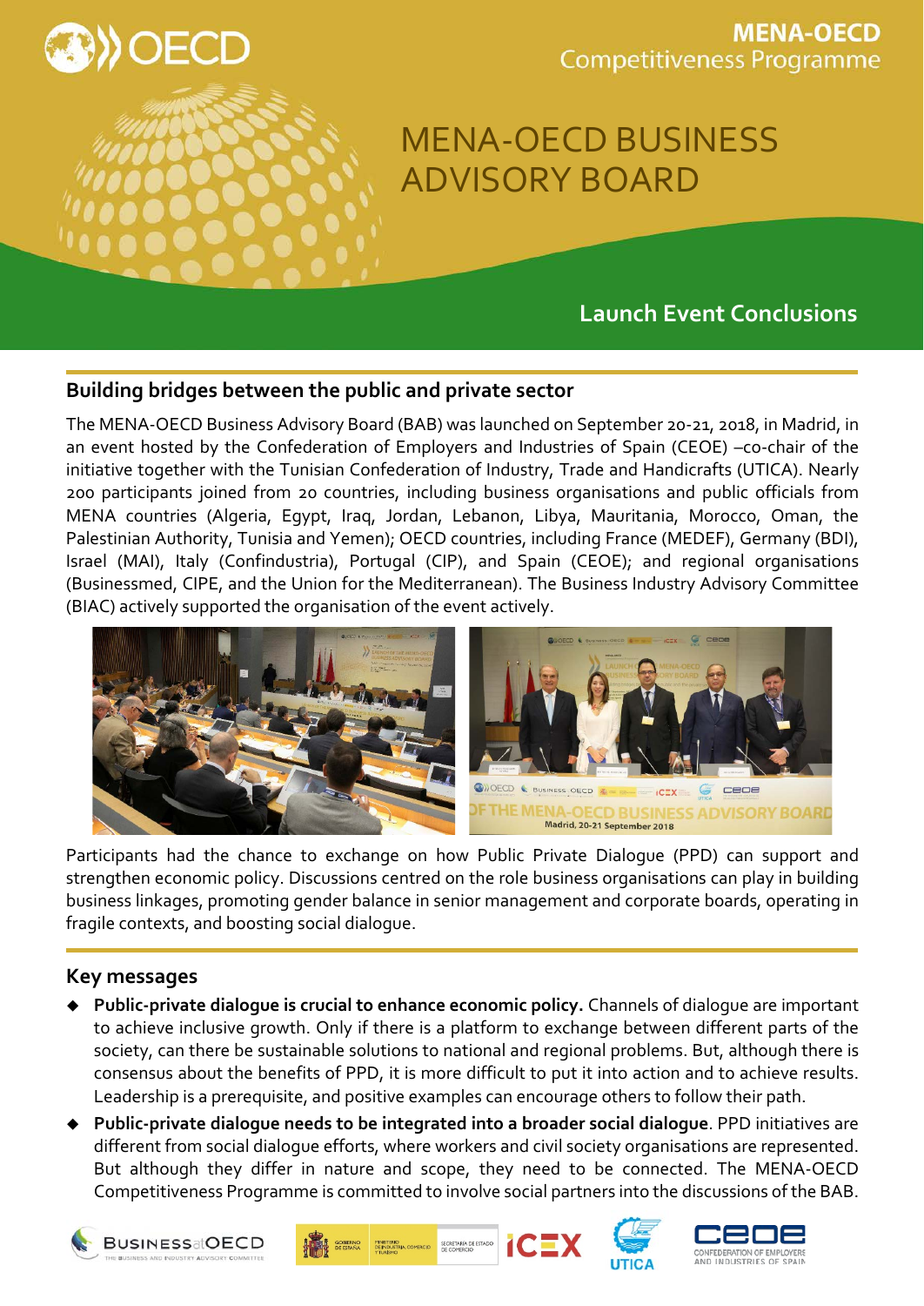# MENA-OECD BUSINESS ADVISORY BOARD

**MENA-OECD Competitiveness Programme**

## Launch Event Conclusions

### Building bridges between the public and private sector

The MENA-OECD Business Advisory Board (BAB) was launched on September 20-21, 2018, in Madrid, in an event hosted by the Confederation of Employers and Industries of Spain (CEOE) –co-chair of the initiative together with the Tunisian Confederation of Industry, Trade and Handicrafts (UTICA). Nearly 200 participants joined from 20 countries, including business organisations and public officials from MENA countries (Algeria, Egypt, Iraq, Jordan, Lebanon, Libya, Mauritania, Morocco, Oman, the Palestinian Authority, Tunisia and Yemen); OECD countries, including France (MEDEF), Germany (BDI), Israel (MAI), Italy (Confindustria), Portugal (CIP), and Spain (CEOE); and regional organisations (Businessmed, CIPE, and the Union for the Mediterranean). The Business Industry Advisory Committee (BIAC) actively supported the organisation of the event actively.

Participants had the chance to exchange on how Public Private Dialogue (PPD) can support and strengthen economic policy. Discussions centred on the role business organisations can play in building business linkages, promoting gender balance in senior management and corporate boards, operating in fragile contexts, and boosting social dialogue.

### Key messages

- **Public-private dialogue is crucial to enhance economic policy.** Channels of dialogue are important to achieve inclusive growth. Only if there is a platform to exchange between different parts of the society, can there be sustainable solutions to national and regional problems. But, although there is consensus about the benefits of PPD, it is more difficult to put it into action and to achieve results. Leadership is a prerequisite, and positive examples can encourage others to follow their path.
- **Public-private dialogue needs to be integrated into a broader social dialogue**. PPD initiatives are different from social dialogue efforts, where workers and civil society organisations are represented. But although they differ in nature and scope, they need to be connected. The MENA-OECD Competitiveness Programme is committed to involve social partners into the discussions of the BAB.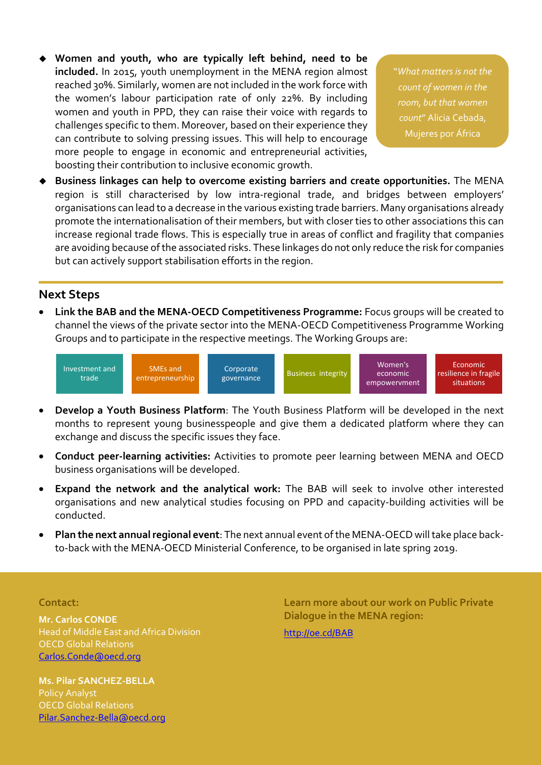- **Women and youth, who are typically left behind, need to be included.** In 2015, youth unemployment in the MENA region almost reached 30%. Similarly, women are not included in the work force with the women's labour participation rate of only 22%. By including women and youth in PPD, they can raise their voice with regards to challenges specific to them. Moreover, based on their experience they can contribute to solving pressing issues. This will help to encourage more people to engage in economic and entrepreneurial activities, boosting their contribution to inclusive economic growth.

> "*What matters is not the count of women in the room, but that women count*" Alicia Cebada, Mujeres por África

- **Business linkages can help to overcome existing barriers and create opportunities.** The MENA region is still characterised by low intra-regional trade, and bridges between employers' organisations can lead to a decrease in the various existing trade barriers. Many organisations already promote the internationalisation of their members, but with closer ties to other associations this can increase regional trade flows. This is especially true in areas of conflict and fragility that companies are avoiding because of the associated risks. These linkages do not only reduce the risk for companies but can actively support stabilisation efforts in the region.

## Next Steps

- **Link the BAB and the MENA-OECD Competitiveness Programme:** Focus groups will be created to channel the views of the private sector into the MENA-OECD Competitiveness Programme Working Groups and to participate in the respective meetings. The Working Groups are:

Investment and trade

SMEs and entrepreneurship

Corporate governance

Business integrity

Women's economic empowervment

Economic resilience in fragile situations

- **Develop a Youth Business Platform**: The Youth Business Platform will be developed in the next months to represent young businesspeople and give them a dedicated platform where they can exchange and discuss the specific issues they face.
- **Conduct peer-learning activities:** Activities to promote peer learning between MENA and OECD business organisations will be developed.
- **Expand the network and the analytical work:** The BAB will seek to involve other interested organisations and new analytical studies focusing on PPD and capacity-building activities will be conducted.
- **Plan the next annual regional event**: The next annual event of the MENA-OECD will take place back-to-back with the MENA-OECD Ministerial Conference, to be organised in late spring 2019.

**Contact:**

**Mr. Carlos CONDE**
Head of Middle East and Africa Division
OECD Global Relations
Carlos.Conde@oecd.org

**Ms. Pilar SANCHEZ-BELLA**
Policy Analyst
OECD Global Relations
Pilar.Sanchez-Bella@oecd.org

**Learn more about our work on Public Private Dialogue in the MENA region:**

http://oe.cd/BAB